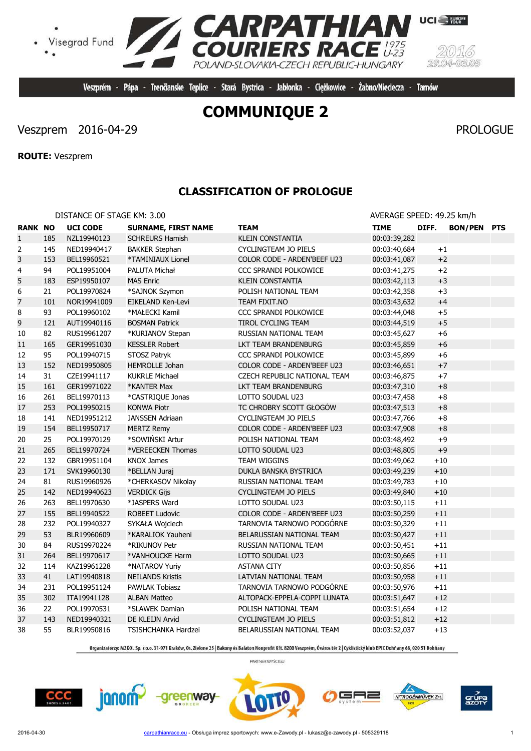Veszprém - Pápa - Trenčianske Teplice - Stará Bystrica - Jabłonka - Ciężkowice - Żabno/Nieciecza - Tarnów

# COMMUNIQUE 2

Veszprem 2016-04-29 PROLOGUE

**ROUTE:** Veszprem

## CLASSIFICATION OF PROLOGUE

DISTANCE OF STAGE KM: 3.00 AVERAGE SPEED: 49.25 km/h

| RANK | NO | UCI CODE | SURNAME, FIRST NAME | TEAM | TIME | DIFF. | BON/PEN | PTS |
|---|---|---|---|---|---|---|---|---|
| 1 | 185 | NZL19940123 | SCHREURS Hamish | KLEIN CONSTANTIA | 00:03:39,282 | | | |
| 2 | 145 | NED19940417 | BAKKER Stephan | CYCLINGTEAM JO PIELS | 00:03:40,684 | +1 | | |
| 3 | 153 | BEL19960521 | *TAMINIAUX Lionel | COLOR CODE - ARDEN'BEEF U23 | 00:03:41,087 | +2 | | |
| 4 | 94 | POL19951004 | PALUTA Michał | CCC SPRANDI POLKOWICE | 00:03:41,275 | +2 | | |
| 5 | 183 | ESP19950107 | MAS Enric | KLEIN CONSTANTIA | 00:03:42,113 | +3 | | |
| 6 | 21 | POL19970824 | *SAJNOK Szymon | POLISH NATIONAL TEAM | 00:03:42,358 | +3 | | |
| 7 | 101 | NOR19941009 | EIKELAND Ken-Levi | TEAM FIXIT.NO | 00:03:43,632 | +4 | | |
| 8 | 93 | POL19960102 | *MAŁECKI Kamil | CCC SPRANDI POLKOWICE | 00:03:44,048 | +5 | | |
| 9 | 121 | AUT19940116 | BOSMAN Patrick | TIROL CYCLING TEAM | 00:03:44,519 | +5 | | |
| 10 | 82 | RUS19961207 | *KURIANOV Stepan | RUSSIAN NATIONAL TEAM | 00:03:45,627 | +6 | | |
| 11 | 165 | GER19951030 | KESSLER Robert | LKT TEAM BRANDENBURG | 00:03:45,859 | +6 | | |
| 12 | 95 | POL19940715 | STOSZ Patryk | CCC SPRANDI POLKOWICE | 00:03:45,899 | +6 | | |
| 13 | 152 | NED19950805 | HEMROLLE Johan | COLOR CODE - ARDEN'BEEF U23 | 00:03:46,651 | +7 | | |
| 14 | 31 | CZE19941117 | KUKRLE Michael | CZECH REPUBLIC NATIONAL TEAM | 00:03:46,875 | +7 | | |
| 15 | 161 | GER19971022 | *KANTER Max | LKT TEAM BRANDENBURG | 00:03:47,310 | +8 | | |
| 16 | 261 | BEL19970113 | *CASTRIQUE Jonas | LOTTO SOUDAL U23 | 00:03:47,458 | +8 | | |
| 17 | 253 | POL19950215 | KONWA Piotr | TC CHROBRY SCOTT GŁOGÓW | 00:03:47,513 | +8 | | |
| 18 | 141 | NED19951212 | JANSSEN Adriaan | CYCLINGTEAM JO PIELS | 00:03:47,766 | +8 | | |
| 19 | 154 | BEL19950717 | MERTZ Remy | COLOR CODE - ARDEN'BEEF U23 | 00:03:47,908 | +8 | | |
| 20 | 25 | POL19970129 | *SOWIŃSKI Artur | POLISH NATIONAL TEAM | 00:03:48,492 | +9 | | |
| 21 | 265 | BEL19970724 | *VEREECKEN Thomas | LOTTO SOUDAL U23 | 00:03:48,805 | +9 | | |
| 22 | 132 | GBR19951104 | KNOX James | TEAM WIGGINS | 00:03:49,062 | +10 | | |
| 23 | 171 | SVK19960130 | *BELLAN Juraj | DUKLA BANSKA BYSTRICA | 00:03:49,239 | +10 | | |
| 24 | 81 | RUS19960926 | *CHERKASOV Nikolay | RUSSIAN NATIONAL TEAM | 00:03:49,783 | +10 | | |
| 25 | 142 | NED19940623 | VERDICK Gijs | CYCLINGTEAM JO PIELS | 00:03:49,840 | +10 | | |
| 26 | 263 | BEL19970630 | *JASPERS Ward | LOTTO SOUDAL U23 | 00:03:50,115 | +11 | | |
| 27 | 155 | BEL19940522 | ROBEET Ludovic | COLOR CODE - ARDEN'BEEF U23 | 00:03:50,259 | +11 | | |
| 28 | 232 | POL19940327 | SYKAŁA Wojciech | TARNOVIA TARNOWO PODGÓRNE | 00:03:50,329 | +11 | | |
| 29 | 53 | BLR19960609 | *KARALIOK Yauheni | BELARUSSIAN NATIONAL TEAM | 00:03:50,427 | +11 | | |
| 30 | 84 | RUS19970224 | *RIKUNOV Petr | RUSSIAN NATIONAL TEAM | 00:03:50,451 | +11 | | |
| 31 | 264 | BEL19970617 | *VANHOUCKE Harm | LOTTO SOUDAL U23 | 00:03:50,665 | +11 | | |
| 32 | 114 | KAZ19961228 | *NATAROV Yuriy | ASTANA CITY | 00:03:50,856 | +11 | | |
| 33 | 41 | LAT19940818 | NEILANDS Kristis | LATVIAN NATIONAL TEAM | 00:03:50,958 | +11 | | |
| 34 | 231 | POL19951124 | PAWLAK Tobiasz | TARNOVIA TARNOWO PODGÓRNE | 00:03:50,976 | +11 | | |
| 35 | 302 | ITA19941128 | ALBAN Matteo | ALTOPACK-EPPELA-COPPI LUNATA | 00:03:51,647 | +12 | | |
| 36 | 22 | POL19970531 | *SLAWEK Damian | POLISH NATIONAL TEAM | 00:03:51,654 | +12 | | |
| 37 | 143 | NED19940321 | DE KLEIJN Arvid | CYCLINGTEAM JO PIELS | 00:03:51,812 | +12 | | |
| 38 | 55 | BLR19950816 | TSISHCHANKA Hardzei | BELARUSSIAN NATIONAL TEAM | 00:03:52,037 | +13 | | |

Organizatorzy: MZKOL Sp. z o.o. 31-971 Kraków, Os. Zielone 25 | Bakony és Balaton Nonprofit Kft. 8200 Veszprém, Óváros tér 2 | Cyklistický klub EPIC Dohňany 68, 020 51 Dohňany

PARTNER WYŚCIGU

2016-04-30 carpathianrace.eu - Obsługa imprez sportowych: www.e-Zawody.pl - lukasz@e-zawody.pl - 505329118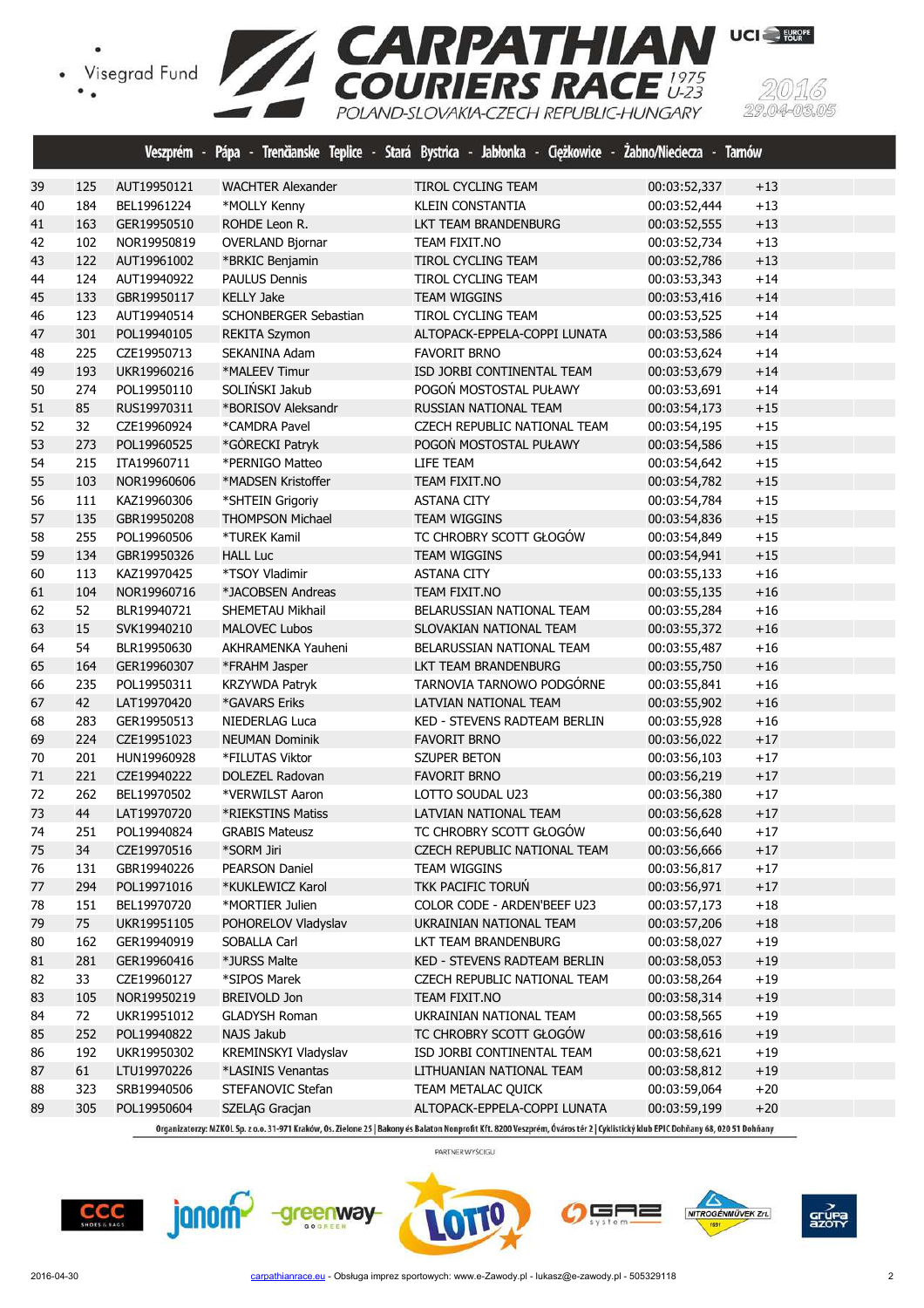Veszprém - Pápa - Trenčianske Teplice - Stará Bystrica - Jabłonka - Ciężkowice - Żabno/Nieciecza - Tarnów

| | | | | | | |
|---|---|---|---|---|---|---|
| 39 | 125 | AUT19950121 | WACHTER Alexander | TIROL CYCLING TEAM | 00:03:52,337 | +13 |
| 40 | 184 | BEL19961224 | *MOLLY Kenny | KLEIN CONSTANTIA | 00:03:52,444 | +13 |
| 41 | 163 | GER19950510 | ROHDE Leon R. | LKT TEAM BRANDENBURG | 00:03:52,555 | +13 |
| 42 | 102 | NOR19950819 | OVERLAND Bjornar | TEAM FIXIT.NO | 00:03:52,734 | +13 |
| 43 | 122 | AUT19961002 | *BRKIC Benjamin | TIROL CYCLING TEAM | 00:03:52,786 | +13 |
| 44 | 124 | AUT19940922 | PAULUS Dennis | TIROL CYCLING TEAM | 00:03:53,343 | +14 |
| 45 | 133 | GBR19950117 | KELLY Jake | TEAM WIGGINS | 00:03:53,416 | +14 |
| 46 | 123 | AUT19940514 | SCHONBERGER Sebastian | TIROL CYCLING TEAM | 00:03:53,525 | +14 |
| 47 | 301 | POL19940105 | REKITA Szymon | ALTOPACK-EPPELA-COPPI LUNATA | 00:03:53,586 | +14 |
| 48 | 225 | CZE19950713 | SEKANINA Adam | FAVORIT BRNO | 00:03:53,624 | +14 |
| 49 | 193 | UKR19960216 | *MALEEV Timur | ISD JORBI CONTINENTAL TEAM | 00:03:53,679 | +14 |
| 50 | 274 | POL19950110 | SOLIŃSKI Jakub | POGOŃ MOSTOSTAL PUŁAWY | 00:03:53,691 | +14 |
| 51 | 85 | RUS19970311 | *BORISOV Aleksandr | RUSSIAN NATIONAL TEAM | 00:03:54,173 | +15 |
| 52 | 32 | CZE19960924 | *CAMDRA Pavel | CZECH REPUBLIC NATIONAL TEAM | 00:03:54,195 | +15 |
| 53 | 273 | POL19960525 | *GÓRECKI Patryk | POGOŃ MOSTOSTAL PUŁAWY | 00:03:54,586 | +15 |
| 54 | 215 | ITA19960711 | *PERNIGO Matteo | LIFE TEAM | 00:03:54,642 | +15 |
| 55 | 103 | NOR19960606 | *MADSEN Kristoffer | TEAM FIXIT.NO | 00:03:54,782 | +15 |
| 56 | 111 | KAZ19960306 | *SHTEIN Grigoriy | ASTANA CITY | 00:03:54,784 | +15 |
| 57 | 135 | GBR19950208 | THOMPSON Michael | TEAM WIGGINS | 00:03:54,836 | +15 |
| 58 | 255 | POL19960506 | *TUREK Kamil | TC CHROBRY SCOTT GŁOGÓW | 00:03:54,849 | +15 |
| 59 | 134 | GBR19950326 | HALL Luc | TEAM WIGGINS | 00:03:54,941 | +15 |
| 60 | 113 | KAZ19970425 | *TSOY Vladimir | ASTANA CITY | 00:03:55,133 | +16 |
| 61 | 104 | NOR19960716 | *JACOBSEN Andreas | TEAM FIXIT.NO | 00:03:55,135 | +16 |
| 62 | 52 | BLR19940721 | SHEMETAU Mikhail | BELARUSSIAN NATIONAL TEAM | 00:03:55,284 | +16 |
| 63 | 15 | SVK19940210 | MALOVEC Lubos | SLOVAKIAN NATIONAL TEAM | 00:03:55,372 | +16 |
| 64 | 54 | BLR19950630 | AKHRAMENKA Yauheni | BELARUSSIAN NATIONAL TEAM | 00:03:55,487 | +16 |
| 65 | 164 | GER19960307 | *FRAHM Jasper | LKT TEAM BRANDENBURG | 00:03:55,750 | +16 |
| 66 | 235 | POL19950311 | KRZYWDA Patryk | TARNOVIA TARNOWO PODGÓRNE | 00:03:55,841 | +16 |
| 67 | 42 | LAT19970420 | *GAVARS Eriks | LATVIAN NATIONAL TEAM | 00:03:55,902 | +16 |
| 68 | 283 | GER19950513 | NIEDERLAG Luca | KED - STEVENS RADTEAM BERLIN | 00:03:55,928 | +16 |
| 69 | 224 | CZE19951023 | NEUMAN Dominik | FAVORIT BRNO | 00:03:56,022 | +17 |
| 70 | 201 | HUN19960928 | *FILUTAS Viktor | SZUPER BETON | 00:03:56,103 | +17 |
| 71 | 221 | CZE19940222 | DOLEZEL Radovan | FAVORIT BRNO | 00:03:56,219 | +17 |
| 72 | 262 | BEL19970502 | *VERWILST Aaron | LOTTO SOUDAL U23 | 00:03:56,380 | +17 |
| 73 | 44 | LAT19970720 | *RIEKSTINS Matiss | LATVIAN NATIONAL TEAM | 00:03:56,628 | +17 |
| 74 | 251 | POL19940824 | GRABIS Mateusz | TC CHROBRY SCOTT GŁOGÓW | 00:03:56,640 | +17 |
| 75 | 34 | CZE19970516 | *SORM Jiri | CZECH REPUBLIC NATIONAL TEAM | 00:03:56,666 | +17 |
| 76 | 131 | GBR19940226 | PEARSON Daniel | TEAM WIGGINS | 00:03:56,817 | +17 |
| 77 | 294 | POL19971016 | *KUKLEWICZ Karol | TKK PACIFIC TORUŃ | 00:03:56,971 | +17 |
| 78 | 151 | BEL19970720 | *MORTIER Julien | COLOR CODE - ARDEN'BEEF U23 | 00:03:57,173 | +18 |
| 79 | 75 | UKR19951105 | POHORELOV Vladyslav | UKRAINIAN NATIONAL TEAM | 00:03:57,206 | +18 |
| 80 | 162 | GER19940919 | SOBALLA Carl | LKT TEAM BRANDENBURG | 00:03:58,027 | +19 |
| 81 | 281 | GER19960416 | *JURSS Malte | KED - STEVENS RADTEAM BERLIN | 00:03:58,053 | +19 |
| 82 | 33 | CZE19960127 | *SIPOS Marek | CZECH REPUBLIC NATIONAL TEAM | 00:03:58,264 | +19 |
| 83 | 105 | NOR19950219 | BREIVOLD Jon | TEAM FIXIT.NO | 00:03:58,314 | +19 |
| 84 | 72 | UKR19951012 | GLADYSH Roman | UKRAINIAN NATIONAL TEAM | 00:03:58,565 | +19 |
| 85 | 252 | POL19940822 | NAJS Jakub | TC CHROBRY SCOTT GŁOGÓW | 00:03:58,616 | +19 |
| 86 | 192 | UKR19950302 | KREMINSKYI Vladyslav | ISD JORBI CONTINENTAL TEAM | 00:03:58,621 | +19 |
| 87 | 61 | LTU19970226 | *LASINIS Venantas | LITHUANIAN NATIONAL TEAM | 00:03:58,812 | +19 |
| 88 | 323 | SRB19940506 | STEFANOVIC Stefan | TEAM METALAC QUICK | 00:03:59,064 | +20 |
| 89 | 305 | POL19950604 | SZELĄG Gracjan | ALTOPACK-EPPELA-COPPI LUNATA | 00:03:59,199 | +20 |

Organizatorzy: MZKOL Sp. z o.o. 31-971 Kraków, Os. Zielone 25 | Bakony és Balaton Nonprofit Kft. 8200 Veszprém, Óváros tér 2 | Cyklistický klub EPIC Dohňany 68, 020 51 Dohňany

PARTNER WYŚCIGU

2016-04-30 carpathianrace.eu - Obsługa imprez sportowych: www.e-Zawody.pl - lukasz@e-zawody.pl - 505329118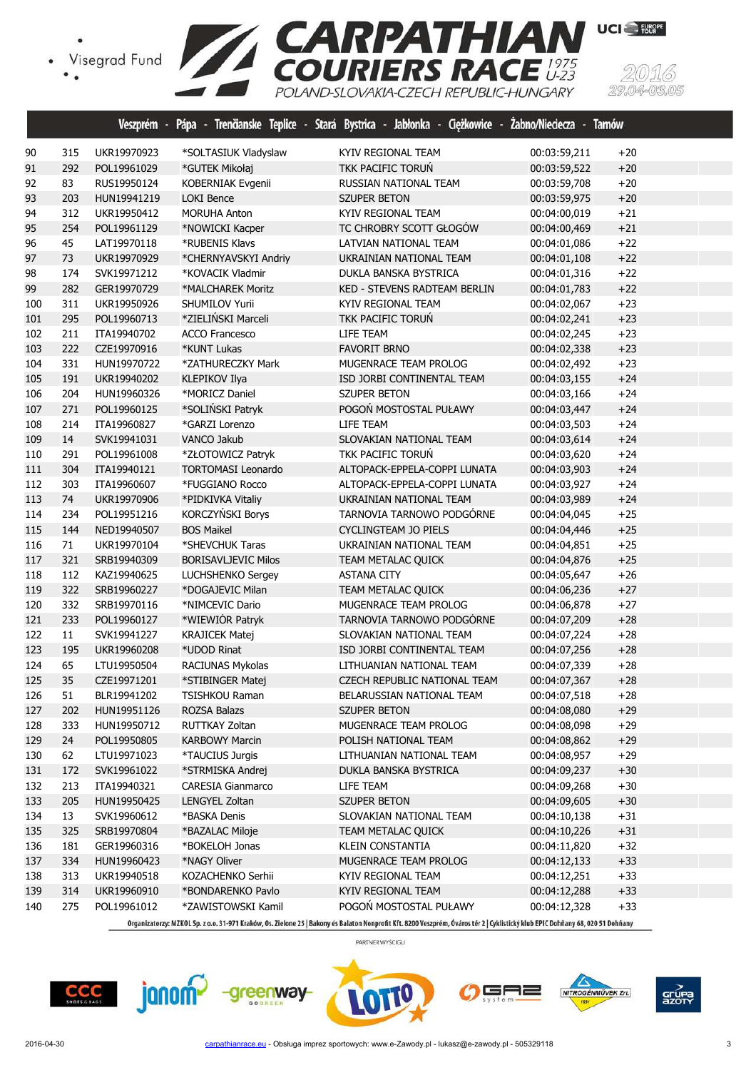# CARPATHIAN COURIERS RACE U-23

POLAND-SLOVAKIA-CZECH REPUBLIC-HUNGARY

2016 29.04-03.05

Veszprém - Pápa - Trenčianske Teplice - Stará Bystrica - Jabłonka - Ciężkowice - Żabno/Nieciecza - Tarnów

| | | | | | | |
|---|---|---|---|---|---|---|
| 90 | 315 | UKR19970923 | *SOLTASIUK Vladyslaw | KYIV REGIONAL TEAM | 00:03:59,211 | +20 |
| 91 | 292 | POL19961029 | *GUTEK Mikołaj | TKK PACIFIC TORUŃ | 00:03:59,522 | +20 |
| 92 | 83 | RUS19950124 | KOBERNIAK Evgenii | RUSSIAN NATIONAL TEAM | 00:03:59,708 | +20 |
| 93 | 203 | HUN19941219 | LOKI Bence | SZUPER BETON | 00:03:59,975 | +20 |
| 94 | 312 | UKR19950412 | MORUHA Anton | KYIV REGIONAL TEAM | 00:04:00,019 | +21 |
| 95 | 254 | POL19961129 | *NOWICKI Kacper | TC CHROBRY SCOTT GŁOGÓW | 00:04:00,469 | +21 |
| 96 | 45 | LAT19970118 | *RUBENIS Klavs | LATVIAN NATIONAL TEAM | 00:04:01,086 | +22 |
| 97 | 73 | UKR19970929 | *CHERNYAVSKYI Andriy | UKRAINIAN NATIONAL TEAM | 00:04:01,108 | +22 |
| 98 | 174 | SVK19971212 | *KOVACIK Vladmir | DUKLA BANSKA BYSTRICA | 00:04:01,316 | +22 |
| 99 | 282 | GER19970729 | *MALCHAREK Moritz | KED - STEVENS RADTEAM BERLIN | 00:04:01,783 | +22 |
| 100 | 311 | UKR19950926 | SHUMILOV Yurii | KYIV REGIONAL TEAM | 00:04:02,067 | +23 |
| 101 | 295 | POL19960713 | *ZIELIŃSKI Marceli | TKK PACIFIC TORUŃ | 00:04:02,241 | +23 |
| 102 | 211 | ITA19940702 | ACCO Francesco | LIFE TEAM | 00:04:02,245 | +23 |
| 103 | 222 | CZE19970916 | *KUNT Lukas | FAVORIT BRNO | 00:04:02,338 | +23 |
| 104 | 331 | HUN19970722 | *ZATHURECZKY Mark | MUGENRACE TEAM PROLOG | 00:04:02,492 | +23 |
| 105 | 191 | UKR19940202 | KLEPIKOV Ilya | ISD JORBI CONTINENTAL TEAM | 00:04:03,155 | +24 |
| 106 | 204 | HUN19960326 | *MORICZ Daniel | SZUPER BETON | 00:04:03,166 | +24 |
| 107 | 271 | POL19960125 | *SOLIŃSKI Patryk | POGOŃ MOSTOSTAL PUŁAWY | 00:04:03,447 | +24 |
| 108 | 214 | ITA19960827 | *GARZI Lorenzo | LIFE TEAM | 00:04:03,503 | +24 |
| 109 | 14 | SVK19941031 | VANCO Jakub | SLOVAKIAN NATIONAL TEAM | 00:04:03,614 | +24 |
| 110 | 291 | POL19961008 | *ZŁOTOWICZ Patryk | TKK PACIFIC TORUŃ | 00:04:03,620 | +24 |
| 111 | 304 | ITA19940121 | TORTOMASI Leonardo | ALTOPACK-EPPELA-COPPI LUNATA | 00:04:03,903 | +24 |
| 112 | 303 | ITA19960607 | *FUGGIANO Rocco | ALTOPACK-EPPELA-COPPI LUNATA | 00:04:03,927 | +24 |
| 113 | 74 | UKR19970906 | *PIDKIVKA Vitaliy | UKRAINIAN NATIONAL TEAM | 00:04:03,989 | +24 |
| 114 | 234 | POL19951216 | KORCZYŃSKI Borys | TARNOVIA TARNOWO PODGÓRNE | 00:04:04,045 | +25 |
| 115 | 144 | NED19940507 | BOS Maikel | CYCLINGTEAM JO PIELS | 00:04:04,446 | +25 |
| 116 | 71 | UKR19970104 | *SHEVCHUK Taras | UKRAINIAN NATIONAL TEAM | 00:04:04,851 | +25 |
| 117 | 321 | SRB19940309 | BORISAVLJEVIC Milos | TEAM METALAC QUICK | 00:04:04,876 | +25 |
| 118 | 112 | KAZ19940625 | LUCHSHENKO Sergey | ASTANA CITY | 00:04:05,647 | +26 |
| 119 | 322 | SRB19960227 | *DOGAJEVIC Milan | TEAM METALAC QUICK | 00:04:06,236 | +27 |
| 120 | 332 | SRB19970116 | *NIMCEVIC Dario | MUGENRACE TEAM PROLOG | 00:04:06,878 | +27 |
| 121 | 233 | POL19960127 | *WIEWIÓR Patryk | TARNOVIA TARNOWO PODGÓRNE | 00:04:07,209 | +28 |
| 122 | 11 | SVK19941227 | KRAJICEK Matej | SLOVAKIAN NATIONAL TEAM | 00:04:07,224 | +28 |
| 123 | 195 | UKR19960208 | *UDOD Rinat | ISD JORBI CONTINENTAL TEAM | 00:04:07,256 | +28 |
| 124 | 65 | LTU19950504 | RACIUNAS Mykolas | LITHUANIAN NATIONAL TEAM | 00:04:07,339 | +28 |
| 125 | 35 | CZE19971201 | *STIBINGER Matej | CZECH REPUBLIC NATIONAL TEAM | 00:04:07,367 | +28 |
| 126 | 51 | BLR19941202 | TSISHKOU Raman | BELARUSSIAN NATIONAL TEAM | 00:04:07,518 | +28 |
| 127 | 202 | HUN19951126 | ROZSA Balazs | SZUPER BETON | 00:04:08,080 | +29 |
| 128 | 333 | HUN19950712 | RUTTKAY Zoltan | MUGENRACE TEAM PROLOG | 00:04:08,098 | +29 |
| 129 | 24 | POL19950805 | KARBOWY Marcin | POLISH NATIONAL TEAM | 00:04:08,862 | +29 |
| 130 | 62 | LTU19971023 | *TAUCIUS Jurgis | LITHUANIAN NATIONAL TEAM | 00:04:08,957 | +29 |
| 131 | 172 | SVK19961022 | *STRMISKA Andrej | DUKLA BANSKA BYSTRICA | 00:04:09,237 | +30 |
| 132 | 213 | ITA19940321 | CARESIA Gianmarco | LIFE TEAM | 00:04:09,268 | +30 |
| 133 | 205 | HUN19950425 | LENGYEL Zoltan | SZUPER BETON | 00:04:09,605 | +30 |
| 134 | 13 | SVK19960612 | *BASKA Denis | SLOVAKIAN NATIONAL TEAM | 00:04:10,138 | +31 |
| 135 | 325 | SRB19970804 | *BAZALAC Miloje | TEAM METALAC QUICK | 00:04:10,226 | +31 |
| 136 | 181 | GER19960316 | *BOKELOH Jonas | KLEIN CONSTANTIA | 00:04:11,820 | +32 |
| 137 | 334 | HUN19960423 | *NAGY Oliver | MUGENRACE TEAM PROLOG | 00:04:12,133 | +33 |
| 138 | 313 | UKR19940518 | KOZACHENKO Serhii | KYIV REGIONAL TEAM | 00:04:12,251 | +33 |
| 139 | 314 | UKR19960910 | *BONDARENKO Pavlo | KYIV REGIONAL TEAM | 00:04:12,288 | +33 |
| 140 | 275 | POL19961012 | *ZAWISTOWSKI Kamil | POGOŃ MOSTOSTAL PUŁAWY | 00:04:12,328 | +33 |

Organizatorzy: MZKOL Sp. z o.o. 31-971 Kraków, Os. Zielone 25 | Bakony és Balaton Nonprofit Kft. 8200 Veszprém, Óváros tér 2 | Cyklistický klub EPIC Dohňany 68, 020 51 Dohňany

PARTNER WYŚCIGU

2016-04-30 carpathianrace.eu - Obsługa imprez sportowych: www.e-Zawody.pl - lukasz@e-zawody.pl - 505329118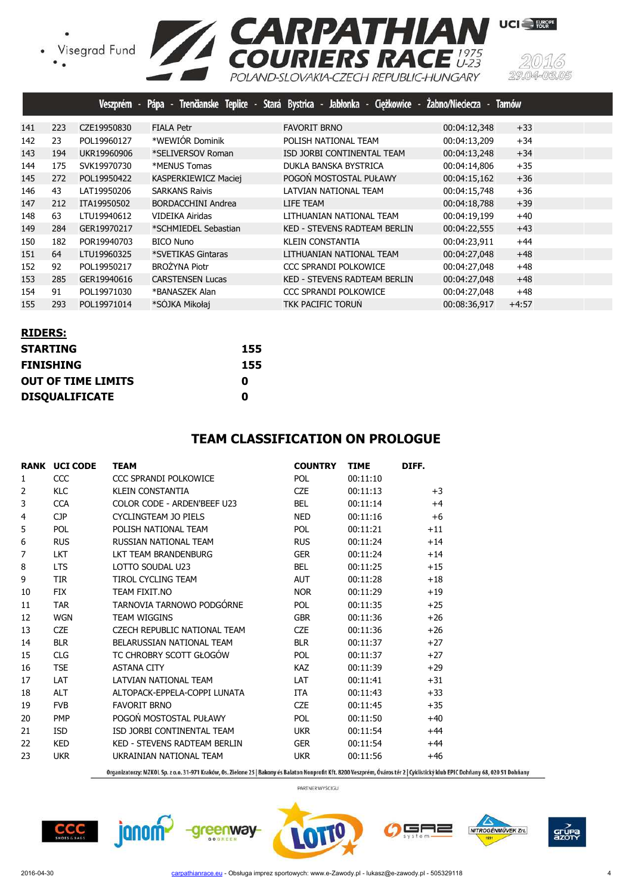| | | | | | | |
|---|---|---|---|---|---|---|
| 141 | 223 | CZE19950830 | FIALA Petr | FAVORIT BRNO | 00:04:12,348 | +33 |
| 142 | 23 | POL19960127 | *WEWIÓR Dominik | POLISH NATIONAL TEAM | 00:04:13,209 | +34 |
| 143 | 194 | UKR19960906 | *SELIVERSOV Roman | ISD JORBI CONTINENTAL TEAM | 00:04:13,248 | +34 |
| 144 | 175 | SVK19970730 | *MENUS Tomas | DUKLA BANSKA BYSTRICA | 00:04:14,806 | +35 |
| 145 | 272 | POL19950422 | KASPERKIEWICZ Maciej | POGOŃ MOSTOSTAL PUŁAWY | 00:04:15,162 | +36 |
| 146 | 43 | LAT19950206 | SARKANS Raivis | LATVIAN NATIONAL TEAM | 00:04:15,748 | +36 |
| 147 | 212 | ITA19950502 | BORDACCHINI Andrea | LIFE TEAM | 00:04:18,788 | +39 |
| 148 | 63 | LTU19940612 | VIDEIKA Airidas | LITHUANIAN NATIONAL TEAM | 00:04:19,199 | +40 |
| 149 | 284 | GER19970217 | *SCHMIEDEL Sebastian | KED - STEVENS RADTEAM BERLIN | 00:04:22,555 | +43 |
| 150 | 182 | POR19940703 | BICO Nuno | KLEIN CONSTANTIA | 00:04:23,911 | +44 |
| 151 | 64 | LTU19960325 | *SVETIKAS Gintaras | LITHUANIAN NATIONAL TEAM | 00:04:27,048 | +48 |
| 152 | 92 | POL19950217 | BROŻYNA Piotr | CCC SPRANDI POLKOWICE | 00:04:27,048 | +48 |
| 153 | 285 | GER19940616 | CARSTENSEN Lucas | KED - STEVENS RADTEAM BERLIN | 00:04:27,048 | +48 |
| 154 | 91 | POL19971030 | *BANASZEK Alan | CCC SPRANDI POLKOWICE | 00:04:27,048 | +48 |
| 155 | 293 | POL19971014 | *SÓJKA Mikołaj | TKK PACIFIC TORUŃ | 00:08:36,917 | +4:57 |

**RIDERS:**

| | |
|---|---|
| **STARTING** | **155** |
| **FINISHING** | **155** |
| **OUT OF TIME LIMITS** | **0** |
| **DISQUALIFICATE** | **0** |

## TEAM CLASSIFICATION ON PROLOGUE

| RANK | UCI CODE | TEAM | COUNTRY | TIME | DIFF. |
|---|---|---|---|---|---|
| 1 | CCC | CCC SPRANDI POLKOWICE | POL | 00:11:10 | |
| 2 | KLC | KLEIN CONSTANTIA | CZE | 00:11:13 | +3 |
| 3 | CCA | COLOR CODE - ARDEN'BEEF U23 | BEL | 00:11:14 | +4 |
| 4 | CJP | CYCLINGTEAM JO PIELS | NED | 00:11:16 | +6 |
| 5 | POL | POLISH NATIONAL TEAM | POL | 00:11:21 | +11 |
| 6 | RUS | RUSSIAN NATIONAL TEAM | RUS | 00:11:24 | +14 |
| 7 | LKT | LKT TEAM BRANDENBURG | GER | 00:11:24 | +14 |
| 8 | LTS | LOTTO SOUDAL U23 | BEL | 00:11:25 | +15 |
| 9 | TIR | TIROL CYCLING TEAM | AUT | 00:11:28 | +18 |
| 10 | FIX | TEAM FIXIT.NO | NOR | 00:11:29 | +19 |
| 11 | TAR | TARNOVIA TARNOWO PODGÓRNE | POL | 00:11:35 | +25 |
| 12 | WGN | TEAM WIGGINS | GBR | 00:11:36 | +26 |
| 13 | CZE | CZECH REPUBLIC NATIONAL TEAM | CZE | 00:11:36 | +26 |
| 14 | BLR | BELARUSSIAN NATIONAL TEAM | BLR | 00:11:37 | +27 |
| 15 | CLG | TC CHROBRY SCOTT GŁOGÓW | POL | 00:11:37 | +27 |
| 16 | TSE | ASTANA CITY | KAZ | 00:11:39 | +29 |
| 17 | LAT | LATVIAN NATIONAL TEAM | LAT | 00:11:41 | +31 |
| 18 | ALT | ALTOPACK-EPPELA-COPPI LUNATA | ITA | 00:11:43 | +33 |
| 19 | FVB | FAVORIT BRNO | CZE | 00:11:45 | +35 |
| 20 | PMP | POGOŃ MOSTOSTAL PUŁAWY | POL | 00:11:50 | +40 |
| 21 | ISD | ISD JORBI CONTINENTAL TEAM | UKR | 00:11:54 | +44 |
| 22 | KED | KED - STEVENS RADTEAM BERLIN | GER | 00:11:54 | +44 |
| 23 | UKR | UKRAINIAN NATIONAL TEAM | UKR | 00:11:56 | +46 |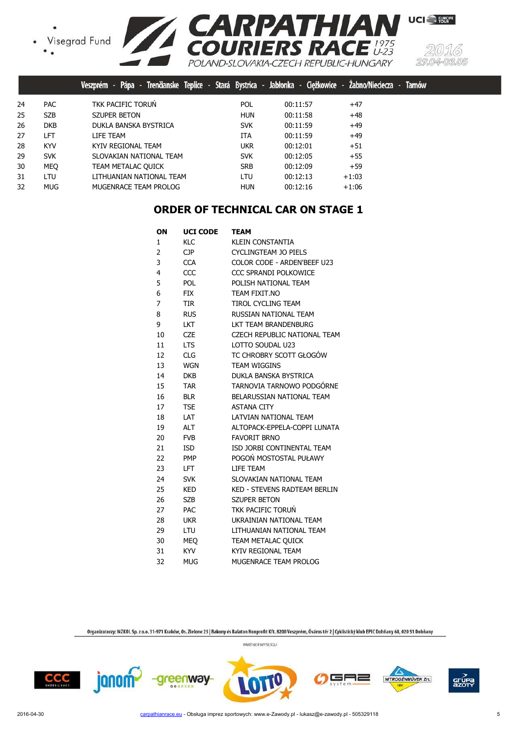| | | | | | |
|---|---|---|---|---|---|
| 24 | PAC | TKK PACIFIC TORUŃ | POL | 00:11:57 | +47 |
| 25 | SZB | SZUPER BETON | HUN | 00:11:58 | +48 |
| 26 | DKB | DUKLA BANSKA BYSTRICA | SVK | 00:11:59 | +49 |
| 27 | LFT | LIFE TEAM | ITA | 00:11:59 | +49 |
| 28 | KYV | KYIV REGIONAL TEAM | UKR | 00:12:01 | +51 |
| 29 | SVK | SLOVAKIAN NATIONAL TEAM | SVK | 00:12:05 | +55 |
| 30 | MEQ | TEAM METALAC QUICK | SRB | 00:12:09 | +59 |
| 31 | LTU | LITHUANIAN NATIONAL TEAM | LTU | 00:12:13 | +1:03 |
| 32 | MUG | MUGENRACE TEAM PROLOG | HUN | 00:12:16 | +1:06 |

## ORDER OF TECHNICAL CAR ON STAGE 1

| ON | UCI CODE | TEAM |
|---|---|---|
| 1 | KLC | KLEIN CONSTANTIA |
| 2 | CJP | CYCLINGTEAM JO PIELS |
| 3 | CCA | COLOR CODE - ARDEN'BEEF U23 |
| 4 | CCC | CCC SPRANDI POLKOWICE |
| 5 | POL | POLISH NATIONAL TEAM |
| 6 | FIX | TEAM FIXIT.NO |
| 7 | TIR | TIROL CYCLING TEAM |
| 8 | RUS | RUSSIAN NATIONAL TEAM |
| 9 | LKT | LKT TEAM BRANDENBURG |
| 10 | CZE | CZECH REPUBLIC NATIONAL TEAM |
| 11 | LTS | LOTTO SOUDAL U23 |
| 12 | CLG | TC CHROBRY SCOTT GŁOGÓW |
| 13 | WGN | TEAM WIGGINS |
| 14 | DKB | DUKLA BANSKA BYSTRICA |
| 15 | TAR | TARNOVIA TARNOWO PODGÓRNE |
| 16 | BLR | BELARUSSIAN NATIONAL TEAM |
| 17 | TSE | ASTANA CITY |
| 18 | LAT | LATVIAN NATIONAL TEAM |
| 19 | ALT | ALTOPACK-EPPELA-COPPI LUNATA |
| 20 | FVB | FAVORIT BRNO |
| 21 | ISD | ISD JORBI CONTINENTAL TEAM |
| 22 | PMP | POGOŃ MOSTOSTAL PUŁAWY |
| 23 | LFT | LIFE TEAM |
| 24 | SVK | SLOVAKIAN NATIONAL TEAM |
| 25 | KED | KED - STEVENS RADTEAM BERLIN |
| 26 | SZB | SZUPER BETON |
| 27 | PAC | TKK PACIFIC TORUŃ |
| 28 | UKR | UKRAINIAN NATIONAL TEAM |
| 29 | LTU | LITHUANIAN NATIONAL TEAM |
| 30 | MEQ | TEAM METALAC QUICK |
| 31 | KYV | KYIV REGIONAL TEAM |
| 32 | MUG | MUGENRACE TEAM PROLOG |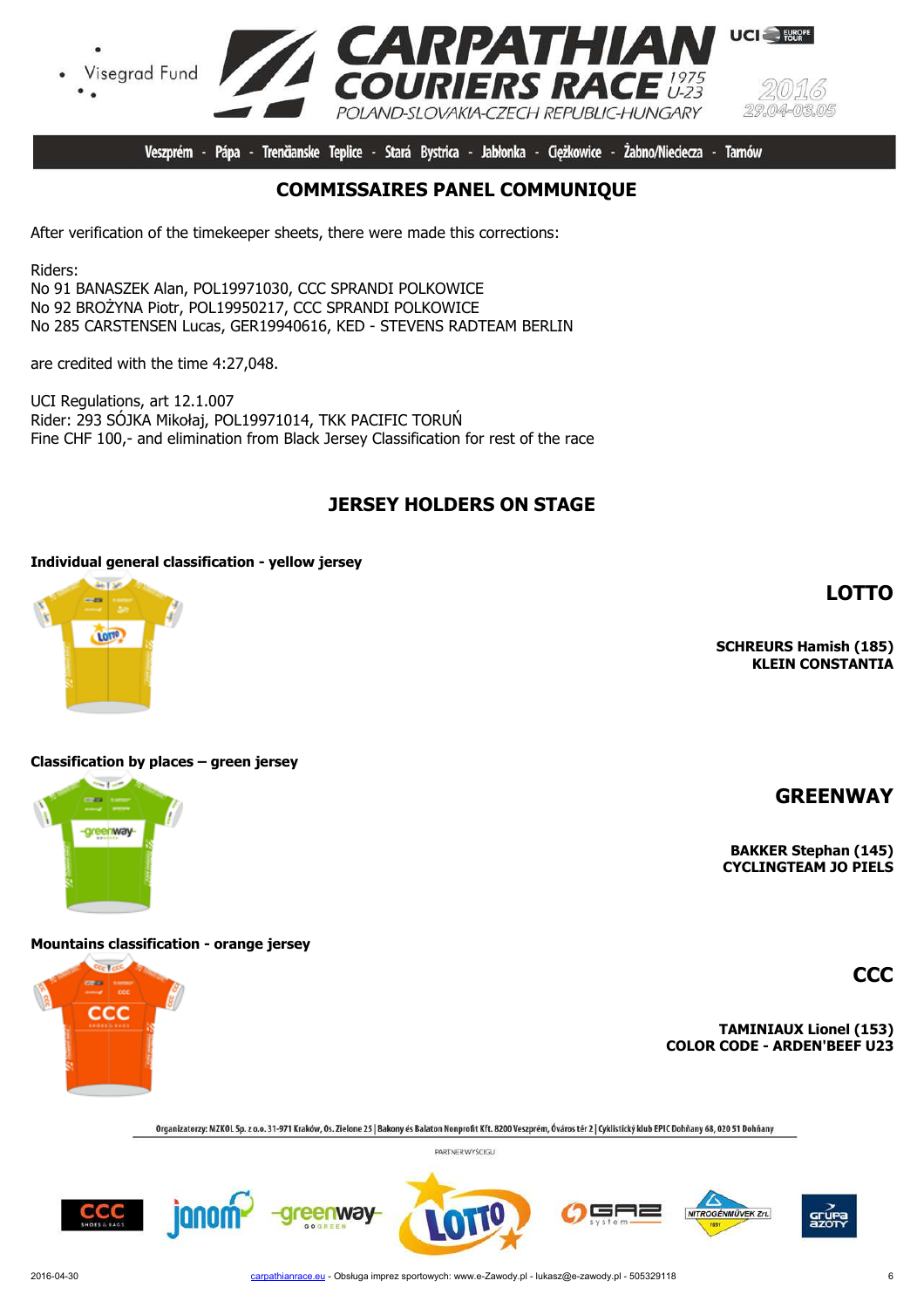## COMMISSAIRES PANEL COMMUNIQUE

After verification of the timekeeper sheets, there were made this corrections:

Riders:
No 91 BANASZEK Alan, POL19971030, CCC SPRANDI POLKOWICE
No 92 BROŻYNA Piotr, POL19950217, CCC SPRANDI POLKOWICE
No 285 CARSTENSEN Lucas, GER19940616, KED - STEVENS RADTEAM BERLIN

are credited with the time 4:27,048.

UCI Regulations, art 12.1.007
Rider: 293 SÓJKA Mikołaj, POL19971014, TKK PACIFIC TORUŃ
Fine CHF 100,- and elimination from Black Jersey Classification for rest of the race

## JERSEY HOLDERS ON STAGE

**Individual general classification - yellow jersey**

**LOTTO**

**SCHREURS Hamish (185)**
**KLEIN CONSTANTIA**

**Classification by places – green jersey**

**GREENWAY**

**BAKKER Stephan (145)**
**CYCLINGTEAM JO PIELS**

**Mountains classification - orange jersey**

**CCC**

**TAMINIAUX Lionel (153)**
**COLOR CODE - ARDEN'BEEF U23**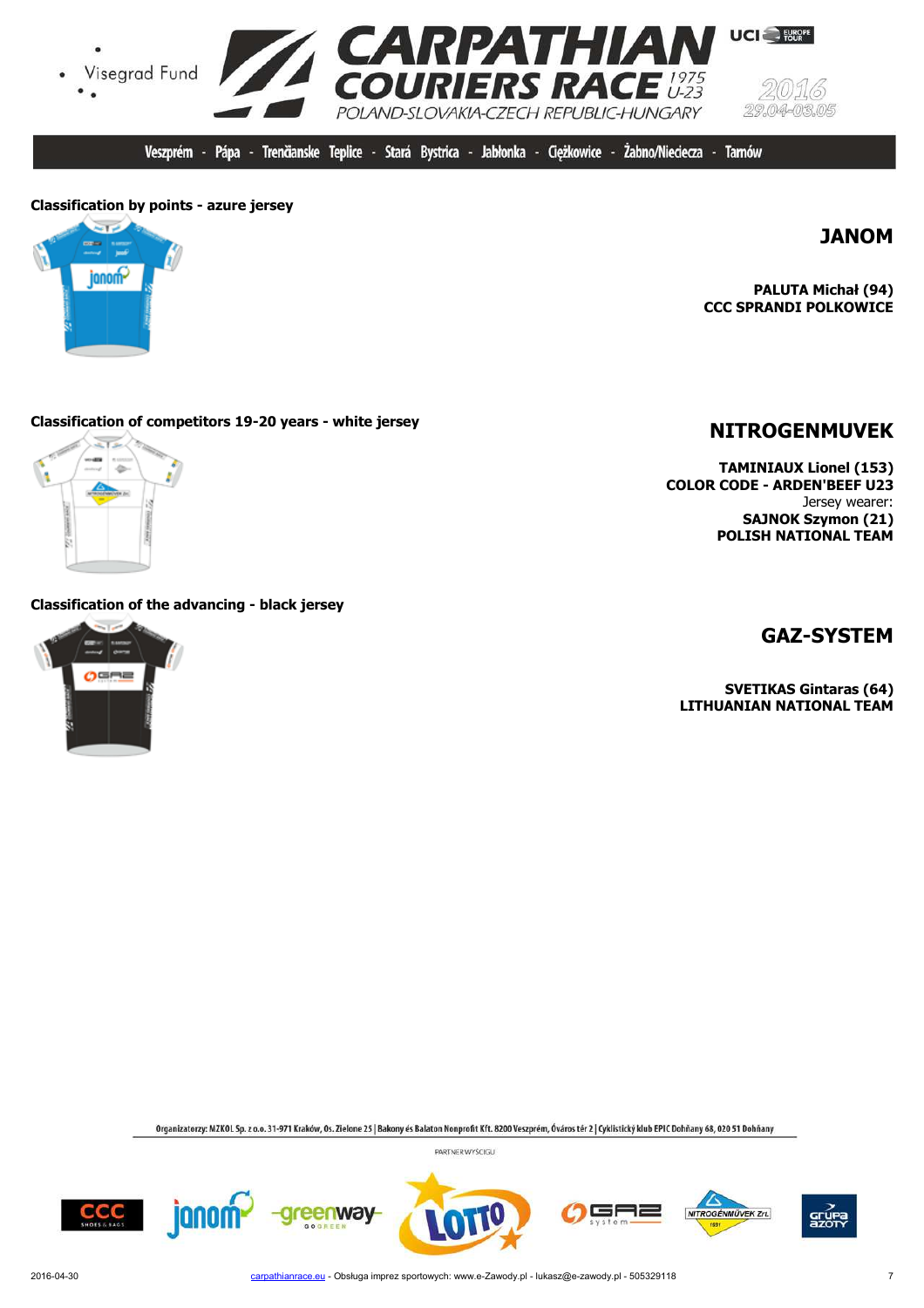**Classification by points - azure jersey**

## JANOM

**PALUTA Michał (94)**
**CCC SPRANDI POLKOWICE**

**Classification of competitors 19-20 years - white jersey**

## NITROGENMUVEK

**TAMINIAUX Lionel (153)**
**COLOR CODE - ARDEN'BEEF U23**
Jersey wearer:
**SAJNOK Szymon (21)**
**POLISH NATIONAL TEAM**

**Classification of the advancing - black jersey**

## GAZ-SYSTEM

**SVETIKAS Gintaras (64)**
**LITHUANIAN NATIONAL TEAM**

Organizatorzy: MZKOL Sp. z o.o. 31-971 Kraków, Os. Zielone 25 | Bakony és Balaton Nonprofit Kft. 8200 Veszprém, Óváros tér 2 | Cyklistický klub EPIC Dohňany 68, 020 51 Dohňany

PARTNER WYŚCIGU

2016-04-30 carpathianrace.eu - Obsługa imprez sportowych: www.e-Zawody.pl - lukasz@e-zawody.pl - 505329118